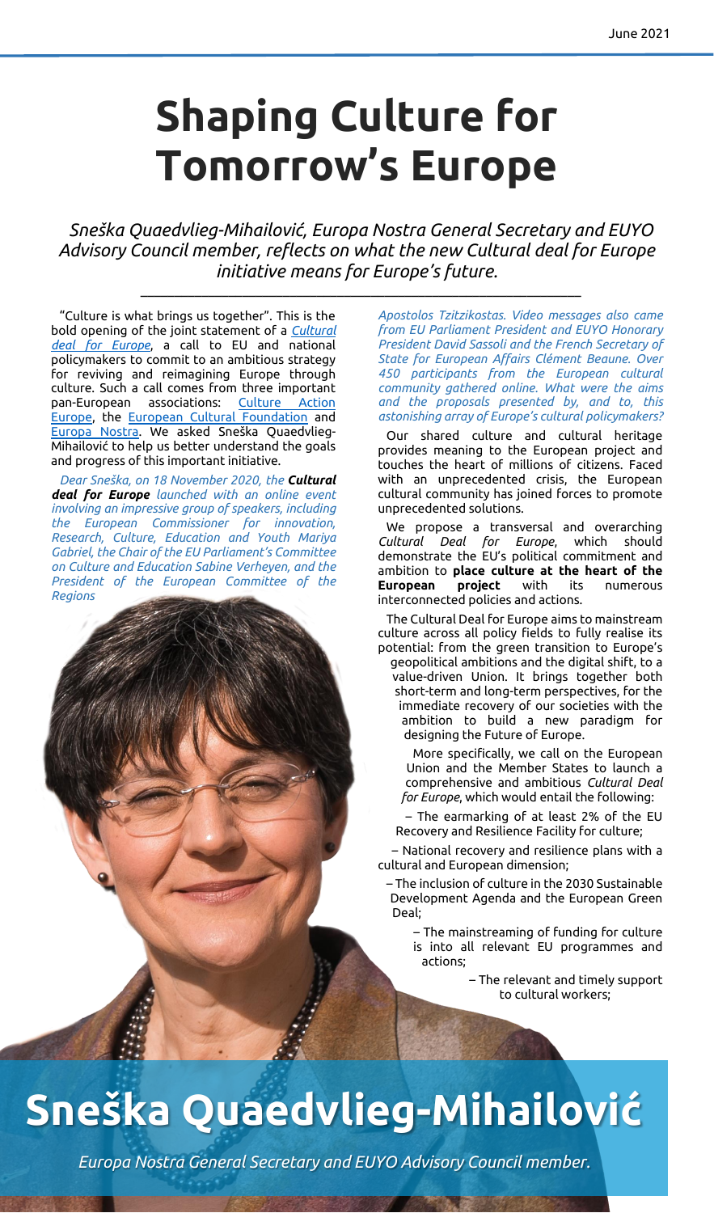# Shaping Culture for Tomorrow's Europe

*Sneška Quaedvlieg-Mihailović, Europa Nostra General Secretary and EUYO Advisory Council member, reflects on what the new Cultural deal for Europe initiative means for Europe's future.*

"Culture is what brings us together". This is the bold opening of the joint statement of a *Cultural deal for Europe*, a call to EU and national policymakers to commit to an ambitious strategy for reviving and reimagining Europe through culture. Such a call comes from three important pan-European associations: Culture Action Europe, the European Cultural Foundation and Europa Nostra. We asked Sneška Quaedvlieg-Mihailović to help us better understand the goals and progress of this important initiative.

*Dear Sneška, on 18 November 2020, the* ***Cultural deal for Europe*** *launched with an online event involving an impressive group of speakers, including the European Commissioner for innovation, Research, Culture, Education and Youth Mariya Gabriel, the Chair of the EU Parliament's Committee on Culture and Education Sabine Verheyen, and the President of the European Committee of the Regions Apostolos Tzitzikostas. Video messages also came from EU Parliament President and EUYO Honorary President David Sassoli and the French Secretary of State for European Affairs Clément Beaune. Over 450 participants from the European cultural community gathered online. What were the aims and the proposals presented by, and to, this astonishing array of Europe's cultural policymakers?*

Our shared culture and cultural heritage provides meaning to the European project and touches the heart of millions of citizens. Faced with an unprecedented crisis, the European cultural community has joined forces to promote unprecedented solutions.

We propose a transversal and overarching *Cultural Deal for Europe*, which should demonstrate the EU's political commitment and ambition to **place culture at the heart of the European project** with its numerous interconnected policies and actions.

The Cultural Deal for Europe aims to mainstream culture across all policy fields to fully realise its potential: from the green transition to Europe's geopolitical ambitions and the digital shift, to a value-driven Union. It brings together both short-term and long-term perspectives, for the immediate recovery of our societies with the ambition to build a new paradigm for designing the Future of Europe.

More specifically, we call on the European Union and the Member States to launch a comprehensive and ambitious *Cultural Deal for Europe*, which would entail the following:

– The earmarking of at least 2% of the EU Recovery and Resilience Facility for culture;

– National recovery and resilience plans with a cultural and European dimension;

– The inclusion of culture in the 2030 Sustainable Development Agenda and the European Green Deal;

– The mainstreaming of funding for culture is into all relevant EU programmes and actions;

– The relevant and timely support to cultural workers;

## Sneška Quaedvlieg-Mihailović

*Europa Nostra General Secretary and EUYO Advisory Council member.*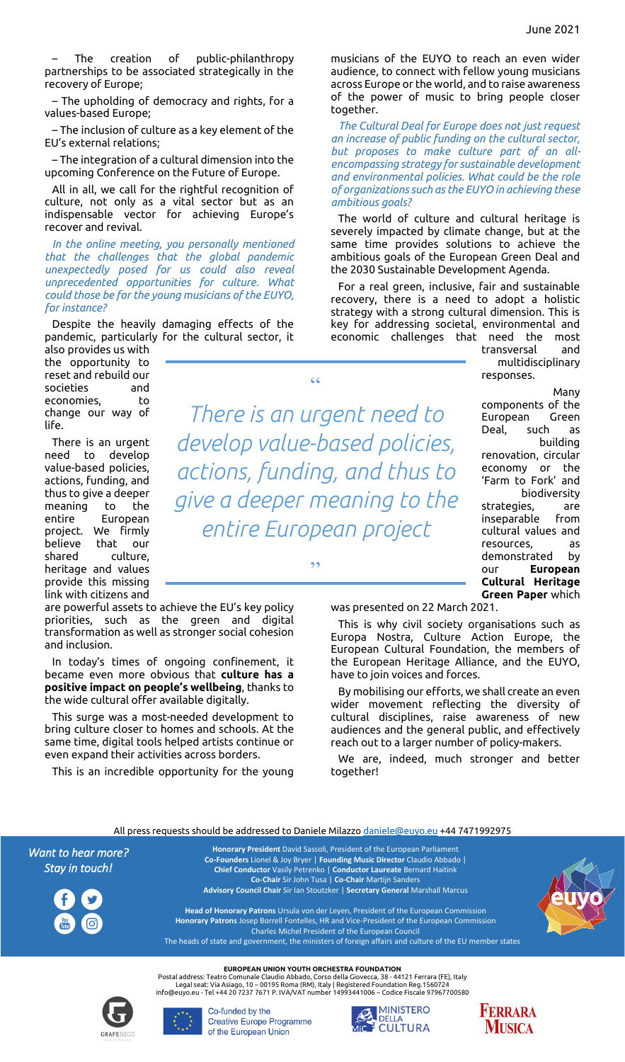– The creation of public-philanthropy partnerships to be associated strategically in the recovery of Europe;

– The upholding of democracy and rights, for a values-based Europe;

– The inclusion of culture as a key element of the EU's external relations;

– The integration of a cultural dimension into the upcoming Conference on the Future of Europe.

All in all, we call for the rightful recognition of culture, not only as a vital sector but as an indispensable vector for achieving Europe's recover and revival.

*In the online meeting, you personally mentioned that the challenges that the global pandemic unexpectedly posed for us could also reveal unprecedented opportunities for culture. What could those be for the young musicians of the EUYO, for instance?*

Despite the heavily damaging effects of the pandemic, particularly for the cultural sector, it also provides us with the opportunity to reset and rebuild our societies and economies, to change our way of life.

There is an urgent need to develop value-based policies, actions, funding, and thus to give a deeper meaning to the entire European project. We firmly believe that our shared culture, heritage and values provide this missing link with citizens and are powerful assets to achieve the EU's key policy priorities, such as the green and digital transformation as well as stronger social cohesion and inclusion.

> "*There is an urgent need to develop value-based policies, actions, funding, and thus to give a deeper meaning to the entire European project*"

In today's times of ongoing confinement, it became even more obvious that **culture has a positive impact on people's wellbeing**, thanks to the wide cultural offer available digitally.

This surge was a most-needed development to bring culture closer to homes and schools. At the same time, digital tools helped artists continue or even expand their activities across borders.

This is an incredible opportunity for the young musicians of the EUYO to reach an even wider audience, to connect with fellow young musicians across Europe or the world, and to raise awareness of the power of music to bring people closer together.

*The Cultural Deal for Europe does not just request an increase of public funding on the cultural sector, but proposes to make culture part of an all-encompassing strategy for sustainable development and environmental policies. What could be the role of organizations such as the EUYO in achieving these ambitious goals?*

The world of culture and cultural heritage is severely impacted by climate change, but at the same time provides solutions to achieve the ambitious goals of the European Green Deal and the 2030 Sustainable Development Agenda.

For a real green, inclusive, fair and sustainable recovery, there is a need to adopt a holistic strategy with a strong cultural dimension. This is key for addressing societal, environmental and economic challenges that need the most transversal and multidisciplinary responses.

Many components of the European Green Deal, such as building renovation, circular economy or the 'Farm to Fork' and biodiversity strategies, are inseparable from cultural values and resources, as demonstrated by our **European Cultural Heritage Green Paper** which was presented on 22 March 2021.

This is why civil society organisations such as Europa Nostra, Culture Action Europe, the European Cultural Foundation, the members of the European Heritage Alliance, and the EUYO, have to join voices and forces.

By mobilising our efforts, we shall create an even wider movement reflecting the diversity of cultural disciplines, raise awareness of new audiences and the general public, and effectively reach out to a larger number of policy-makers.

We are, indeed, much stronger and better together!

All press requests should be addressed to Daniele Milazzo daniele@euyo.eu +44 7471992975

*Want to hear more? Stay in touch!*

**Honorary President** David Sassoli, President of the European Parliament
**Co-Founders** Lionel & Joy Bryer | **Founding Music Director** Claudio Abbado |
**Chief Conductor** Vasily Petrenko | **Conductor Laureate** Bernard Haitink
**Co-Chair** Sir John Tusa | **Co-Chair** Martijn Sanders
**Advisory Council Chair** Sir Ian Stoutzker | **Secretary General** Marshall Marcus

**Head of Honorary Patrons** Ursula von der Leyen, President of the European Commission
**Honorary Patrons** Josep Borrell Fontelles, HR and Vice-President of the European Commission
Charles Michel President of the European Council
The heads of state and government, the ministers of foreign affairs and culture of the EU member states

**EUROPEAN UNION YOUTH ORCHESTRA FOUNDATION**
Postal address: Teatro Comunale Claudio Abbado, Corso della Giovecca, 38 - 44121 Ferrara (FE), Italy
Legal seat: Via Asiago, 10 – 00195 Roma (RM), Italy | Registered Foundation Reg.1560724
info@euyo.eu - Tel +44 20 7237 7671 P. IVA/VAT number 14993441006 – Codice Fiscale 97967700580

Co-funded by the Creative Europe Programme of the European Union